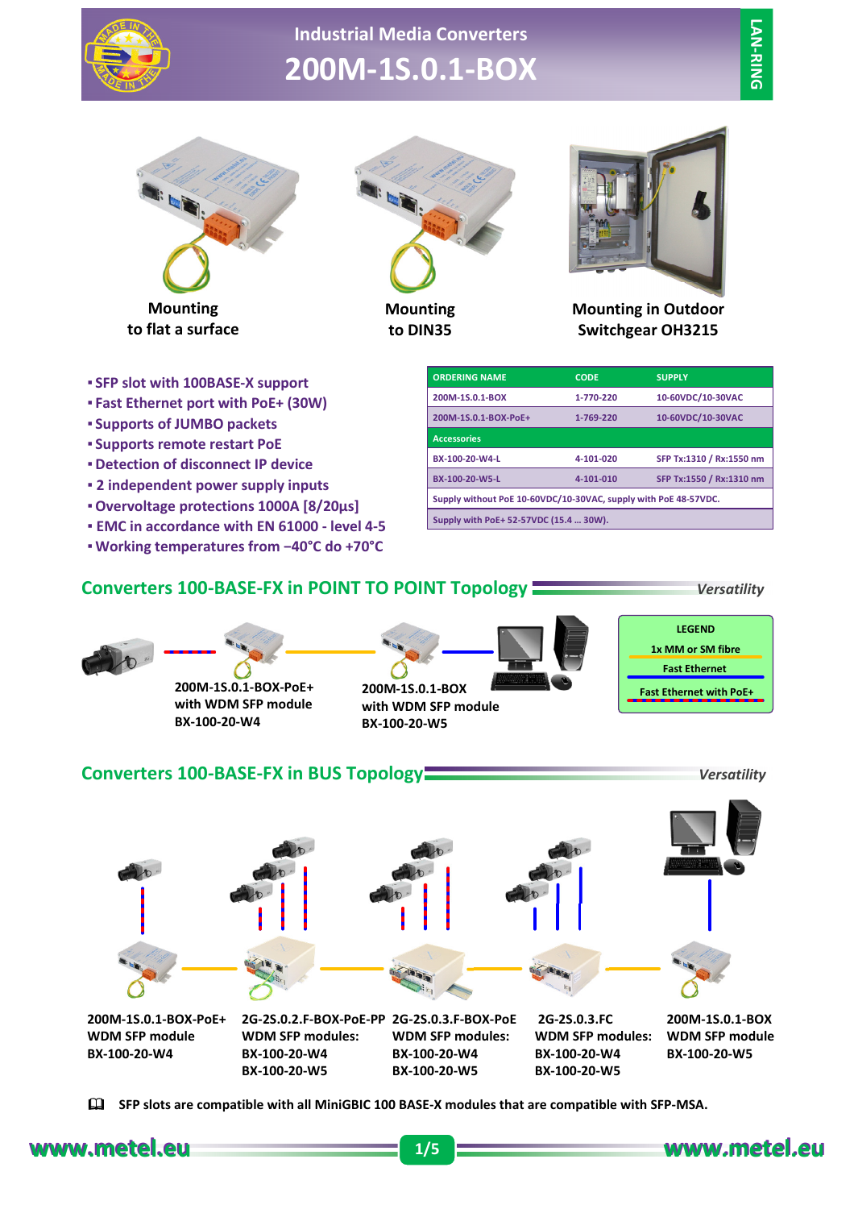# Industrial Media Converters

# 200M-1S.0.1-BOX

LAN-RING

Mounting to flat a surface

Mounting to DIN35

Mounting in Outdoor Switchgear OH3215

- SFP slot with 100BASE-X support
- Fast Ethernet port with PoE+ (30W)
- Supports of JUMBO packets
- Supports remote restart PoE
- Detection of disconnect IP device
- 2 independent power supply inputs
- Overvoltage protections 1000A [8/20µs]
- EMC in accordance with EN 61000 - level 4-5
- Working temperatures from –40°C do +70°C

| ORDERING NAME | CODE | SUPPLY |
|---|---|---|
| 200M-1S.0.1-BOX | 1-770-220 | 10-60VDC/10-30VAC |
| 200M-1S.0.1-BOX-PoE+ | 1-769-220 | 10-60VDC/10-30VAC |
| Accessories | | |
| BX-100-20-W4-L | 4-101-020 | SFP Tx:1310 / Rx:1550 nm |
| BX-100-20-W5-L | 4-101-010 | SFP Tx:1550 / Rx:1310 nm |
| Supply without PoE 10-60VDC/10-30VAC, supply with PoE 48-57VDC. | | |
| Supply with PoE+ 52-57VDC (15.4 … 30W). | | |

## Converters 100-BASE-FX in POINT TO POINT Topology

*Versatility*

200M-1S.0.1-BOX-PoE+ with WDM SFP module BX-100-20-W4

200M-1S.0.1-BOX with WDM SFP module BX-100-20-W5

LEGEND
- 1x MM or SM fibre
- Fast Ethernet
- Fast Ethernet with PoE+

## Converters 100-BASE-FX in BUS Topology

*Versatility*

200M-1S.0.1-BOX-PoE+ WDM SFP module BX-100-20-W4

2G-2S.0.2.F-BOX-PoE-PP WDM SFP modules: BX-100-20-W4 BX-100-20-W5

2G-2S.0.3.F-BOX-PoE WDM SFP modules: BX-100-20-W4 BX-100-20-W5

2G-2S.0.3.FC WDM SFP modules: BX-100-20-W4 BX-100-20-W5

200M-1S.0.1-BOX WDM SFP module BX-100-20-W5

📖 SFP slots are compatible with all MiniGBIC 100 BASE-X modules that are compatible with SFP-MSA.

www.metel.eu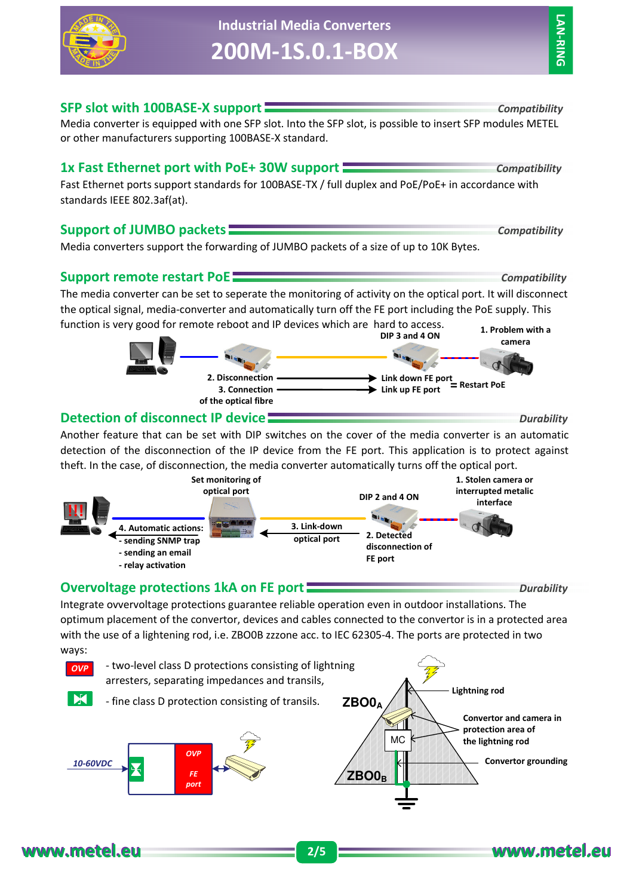## SFP slot with 100BASE-X support

*Compatibility*

Media converter is equipped with one SFP slot. Into the SFP slot, is possible to insert SFP modules METEL or other manufacturers supporting 100BASE-X standard.

## 1x Fast Ethernet port with PoE+ 30W support

*Compatibility*

Fast Ethernet ports support standards for 100BASE-TX / full duplex and PoE/PoE+ in accordance with standards IEEE 802.3af(at).

## Support of JUMBO packets

*Compatibility*

Media converters support the forwarding of JUMBO packets of a size of up to 10K Bytes.

## Support remote restart PoE

*Compatibility*

The media converter can be set to seperate the monitoring of activity on the optical port. It will disconnect the optical signal, media-converter and automatically turn off the FE port including the PoE supply. This function is very good for remote reboot and IP devices which are hard to access.

DIP 3 and 4 ON

1. Problem with a camera

2. Disconnection → Link down FE port

3. Connection of the optical fibre → Link up FE port

= Restart PoE

## Detection of disconnect IP device

*Durability*

Another feature that can be set with DIP switches on the cover of the media converter is an automatic detection of the disconnection of the IP device from the FE port. This application is to protect against theft. In the case, of disconnection, the media converter automatically turns off the optical port.

Set monitoring of optical port

DIP 2 and 4 ON

1. Stolen camera or interrupted metalic interface

2. Detected disconnection of FE port

3. Link-down optical port

4. Automatic actions:
- sending SNMP trap
- sending an email
- relay activation

## Overvoltage protections 1kA on FE port

*Durability*

Integrate ovvervoltage protections guarantee reliable operation even in outdoor installations. The optimum placement of the convertor, devices and cables connected to the convertor is in a protected area with the use of a lightening rod, i.e. ZBO0B zzzone acc. to IEC 62305-4. The ports are protected in two ways:

- OVP - two-level class D protections consisting of lightning arresters, separating impedances and transils,
- fine class D protection consisting of transils.

10-60VDC

OVP FE port

$ZBO0_A$

$ZBO0_B$

Lightning rod

MC

Convertor and camera in protection area of the lightning rod

Convertor grounding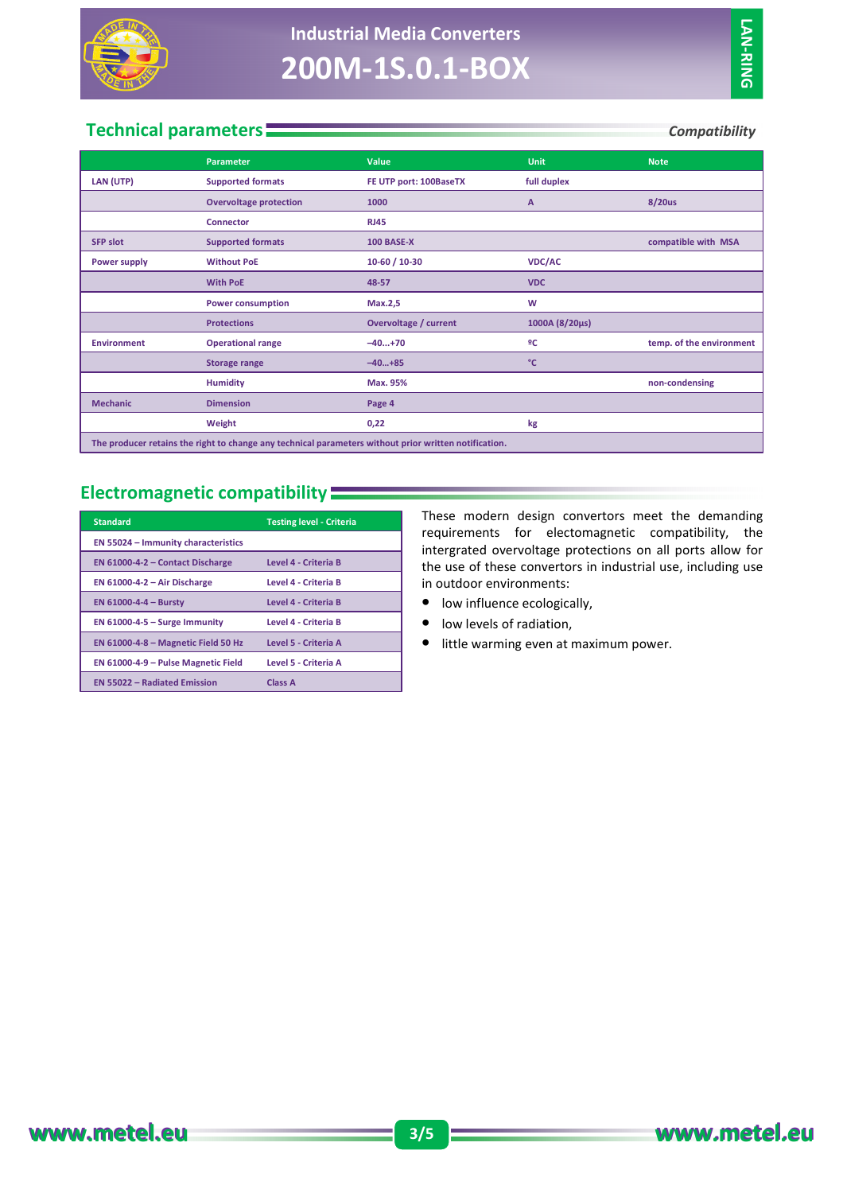# Industrial Media Converters

# 200M-1S.0.1-BOX

## Technical parameters

*Compatibility*

| | Parameter | Value | Unit | Note |
|---|---|---|---|---|
| LAN (UTP) | Supported formats | FE UTP port: 100BaseTX | full duplex | |
| | Overvoltage protection | 1000 | A | 8/20us |
| | Connector | RJ45 | | |
| SFP slot | Supported formats | 100 BASE-X | | compatible with MSA |
| Power supply | Without PoE | 10-60 / 10-30 | VDC/AC | |
| | With PoE | 48-57 | VDC | |
| | Power consumption | Max.2,5 | W | |
| | Protections | Overvoltage / current | 1000A (8/20µs) | |
| Environment | Operational range | –40...+70 | ºC | temp. of the environment |
| | Storage range | –40...+85 | °C | |
| | Humidity | Max. 95% | | non-condensing |
| Mechanic | Dimension | Page 4 | | |
| | Weight | 0,22 | kg | |

The producer retains the right to change any technical parameters without prior written notification.

## Electromagnetic compatibility

| Standard | Testing level - Criteria |
|---|---|
| EN 55024 – Immunity characteristics | |
| EN 61000-4-2 – Contact Discharge | Level 4 - Criteria B |
| EN 61000-4-2 – Air Discharge | Level 4 - Criteria B |
| EN 61000-4-4 – Bursty | Level 4 - Criteria B |
| EN 61000-4-5 – Surge Immunity | Level 4 - Criteria B |
| EN 61000-4-8 – Magnetic Field 50 Hz | Level 5 - Criteria A |
| EN 61000-4-9 – Pulse Magnetic Field | Level 5 - Criteria A |
| EN 55022 – Radiated Emission | Class A |

These modern design convertors meet the demanding requirements for electomagnetic compatibility, the intergrated overvoltage protections on all ports allow for the use of these convertors in industrial use, including use in outdoor environments:

- low influence ecologically,
- low levels of radiation,
- little warming even at maximum power.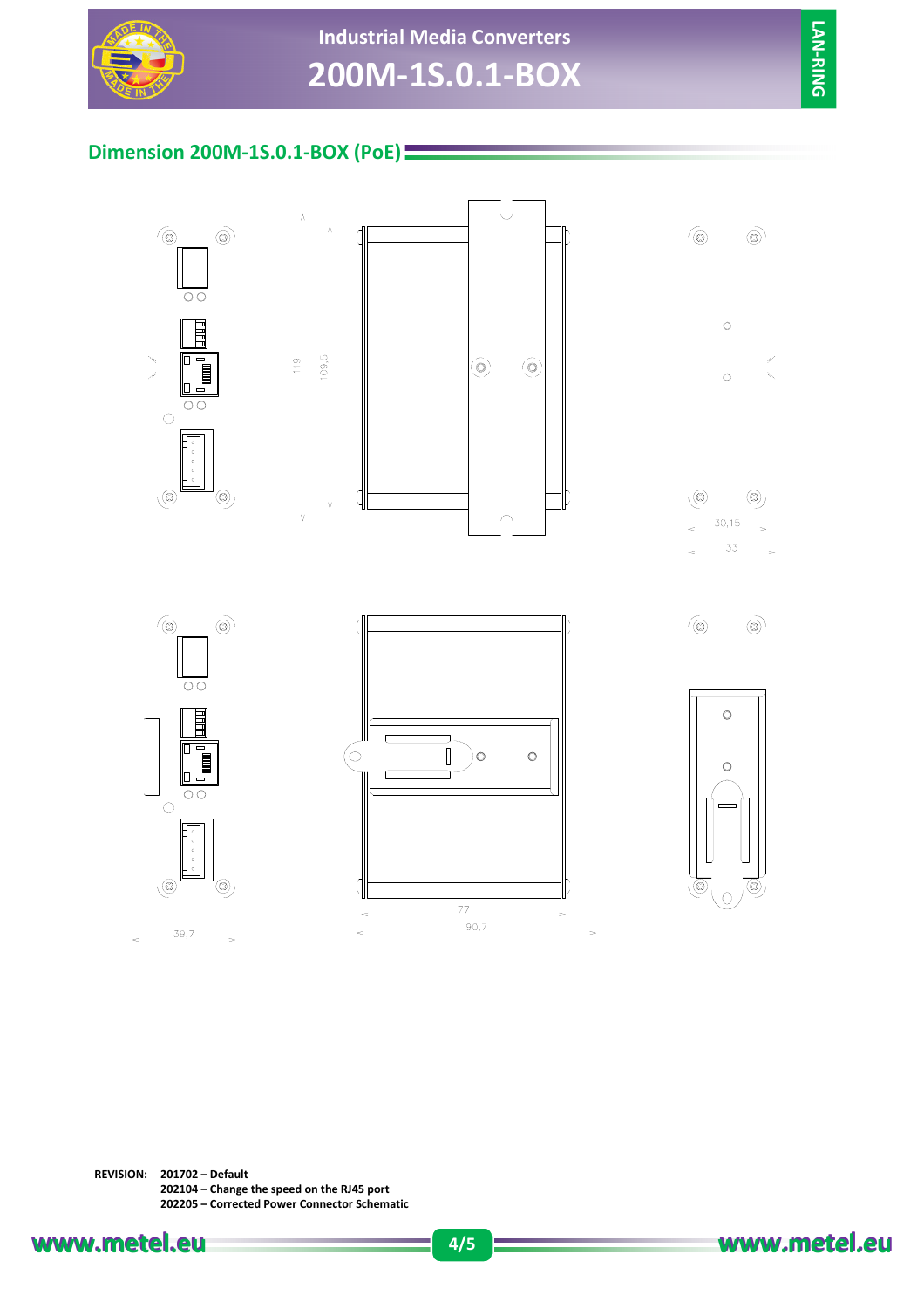## Dimension 200M-1S.0.1-BOX (PoE)

119

109,5

30,15

33

39,7

77

90,7

**REVISION:** 201702 – Default
202104 – Change the speed on the RJ45 port
202205 – Corrected Power Connector Schematic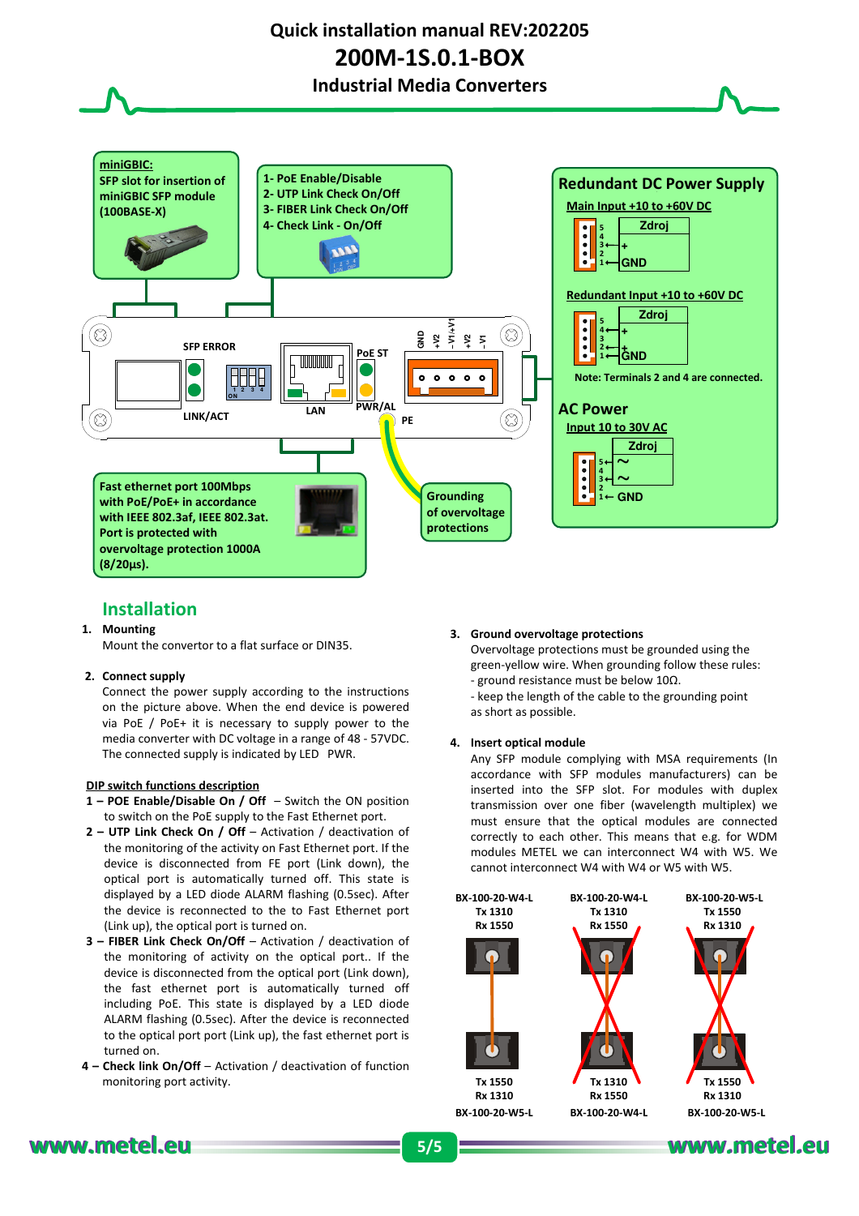# Quick installation manual REV:202205

# 200M-1S.0.1-BOX

## Industrial Media Converters

**miniGBIC:**
**SFP slot for insertion of miniGBIC SFP module (100BASE-X)**

**1- PoE Enable/Disable**
**2- UTP Link Check On/Off**
**3- FIBER Link Check On/Off**
**4- Check Link - On/Off**

SFP ERROR
LINK/ACT
LAN
PoE ST
PWR/AL
PE
GND +V2 -V1/+V1 +V2 -V1

**Redundant DC Power Supply**

Main Input +10 to +60V DC

Zdroj
+
GND

Redundant Input +10 to +60V DC

Zdroj
+
GND

**Note: Terminals 2 and 4 are connected.**

**AC Power**

Input 10 to 30V AC

Zdroj
~
~
GND

**Fast ethernet port 100Mbps with PoE/PoE+ in accordance with IEEE 802.3af, IEEE 802.3at. Port is protected with overvoltage protection 1000A (8/20µs).**

**Grounding of overvoltage protections**

## Installation

1. **Mounting**
   Mount the convertor to a flat surface or DIN35.

2. **Connect supply**
   Connect the power supply according to the instructions on the picture above. When the end device is powered via PoE / PoE+ it is necessary to supply power to the media converter with DC voltage in a range of 48 - 57VDC. The connected supply is indicated by LED PWR.

**DIP switch functions description**

1 – **POE Enable/Disable On / Off** – Switch the ON position to switch on the PoE supply to the Fast Ethernet port.

2 – **UTP Link Check On / Off** – Activation / deactivation of the monitoring of the activity on Fast Ethernet port. If the device is disconnected from FE port (Link down), the optical port is automatically turned off. This state is displayed by a LED diode ALARM flashing (0.5sec). After the device is reconnected to the to Fast Ethernet port (Link up), the optical port is turned on.

3 – **FIBER Link Check On/Off** – Activation / deactivation of the monitoring of activity on the optical port.. If the device is disconnected from the optical port (Link down), the fast ethernet port is automatically turned off including PoE. This state is displayed by a LED diode ALARM flashing (0.5sec). After the device is reconnected to the optical port port (Link up), the fast ethernet port is turned on.

4 – **Check link On/Off** – Activation / deactivation of function monitoring port activity.

3. **Ground overvoltage protections**
   Overvoltage protections must be grounded using the green-yellow wire. When grounding follow these rules:
   - ground resistance must be below 10Ω.
   - keep the length of the cable to the grounding point as short as possible.

4. **Insert optical module**
   Any SFP module complying with MSA requirements (In accordance with SFP modules manufacturers) can be inserted into the SFP slot. For modules with duplex transmission over one fiber (wavelength multiplex) we must ensure that the optical modules are connected correctly to each other. This means that e.g. for WDM modules METEL we can interconnect W4 with W5. We cannot interconnect W4 with W4 or W5 with W5.

BX-100-20-W4-L
Tx 1310
Rx 1550

Tx 1550
Rx 1310
BX-100-20-W5-L

BX-100-20-W4-L
Tx 1310
Rx 1550

Tx 1310
Rx 1550
BX-100-20-W4-L

BX-100-20-W5-L
Tx 1550
Rx 1310

Tx 1550
Rx 1310
BX-100-20-W5-L